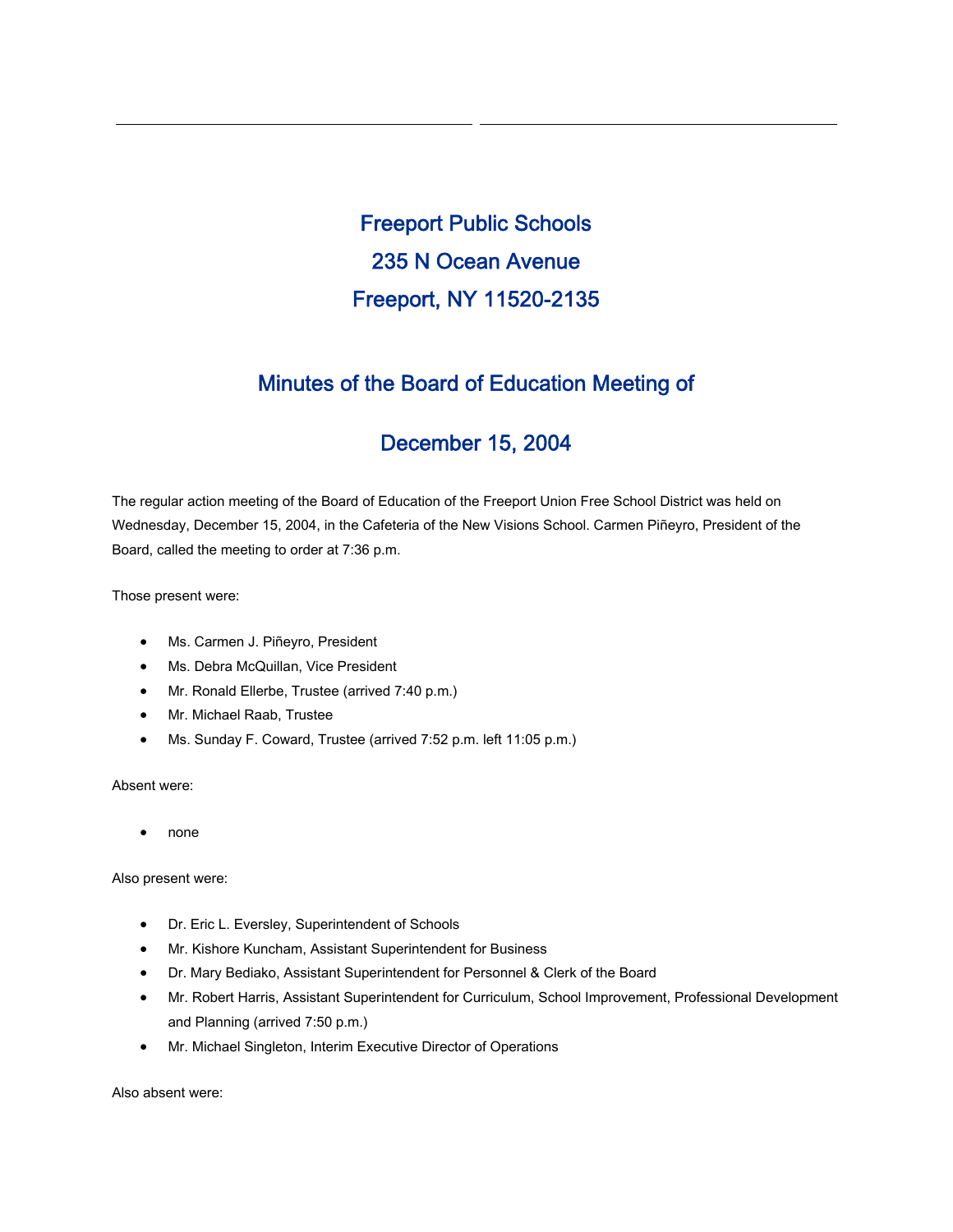# Freeport Public Schools

# 235 N Ocean Avenue

# Freeport, NY 11520-2135

## Minutes of the Board of Education Meeting of

## December 15, 2004

The regular action meeting of the Board of Education of the Freeport Union Free School District was held on Wednesday, December 15, 2004, in the Cafeteria of the New Visions School. Carmen Piñeyro, President of the Board, called the meeting to order at 7:36 p.m.

Those present were:

- Ms. Carmen J. Piñeyro, President
- Ms. Debra McQuillan, Vice President
- Mr. Ronald Ellerbe, Trustee (arrived 7:40 p.m.)
- Mr. Michael Raab, Trustee
- Ms. Sunday F. Coward, Trustee (arrived 7:52 p.m. left 11:05 p.m.)

Absent were:

- none

Also present were:

- Dr. Eric L. Eversley, Superintendent of Schools
- Mr. Kishore Kuncham, Assistant Superintendent for Business
- Dr. Mary Bediako, Assistant Superintendent for Personnel & Clerk of the Board
- Mr. Robert Harris, Assistant Superintendent for Curriculum, School Improvement, Professional Development and Planning (arrived 7:50 p.m.)
- Mr. Michael Singleton, Interim Executive Director of Operations

Also absent were: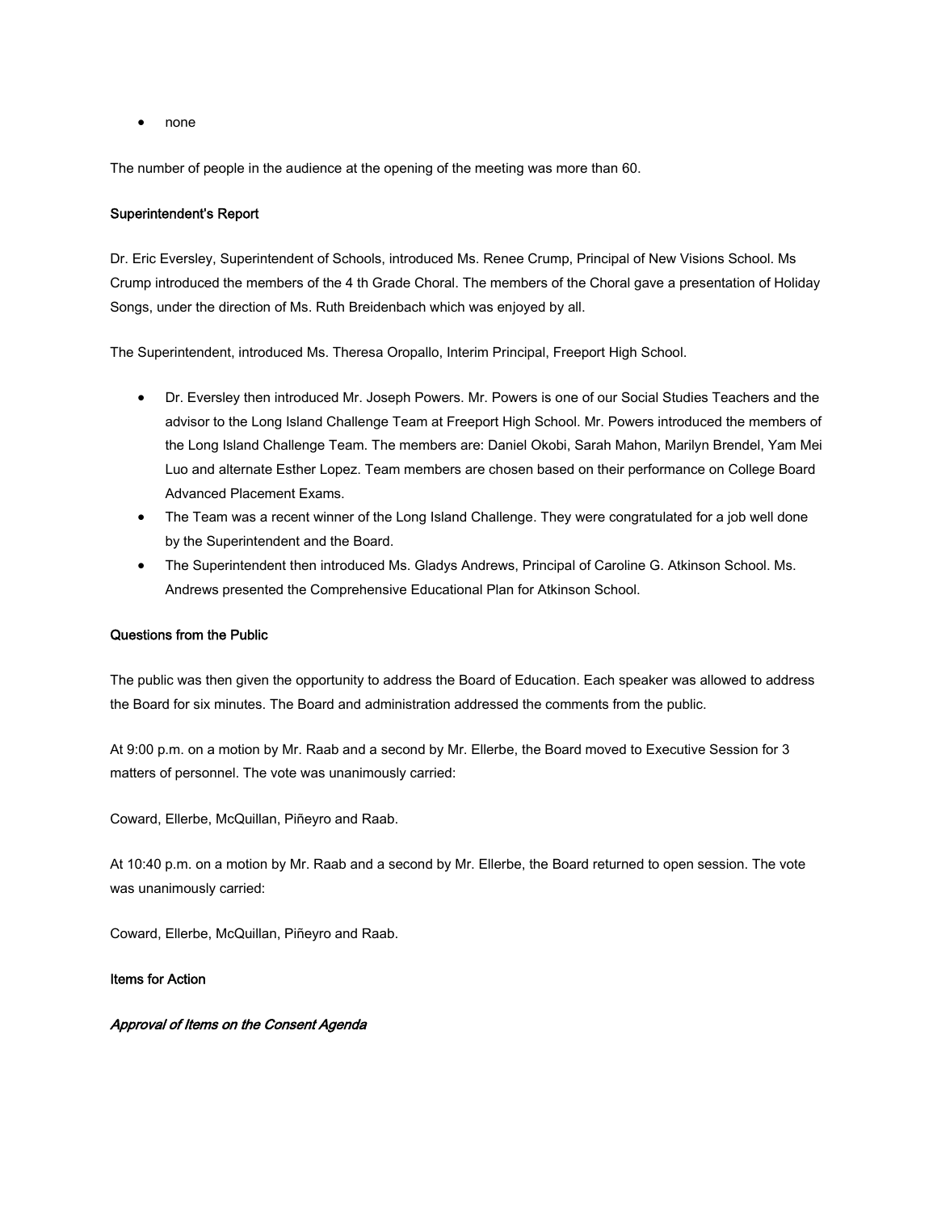- none

The number of people in the audience at the opening of the meeting was more than 60.

**Superintendent's Report**

Dr. Eric Eversley, Superintendent of Schools, introduced Ms. Renee Crump, Principal of New Visions School. Ms Crump introduced the members of the 4 th Grade Choral. The members of the Choral gave a presentation of Holiday Songs, under the direction of Ms. Ruth Breidenbach which was enjoyed by all.

The Superintendent, introduced Ms. Theresa Oropallo, Interim Principal, Freeport High School.

- Dr. Eversley then introduced Mr. Joseph Powers. Mr. Powers is one of our Social Studies Teachers and the advisor to the Long Island Challenge Team at Freeport High School. Mr. Powers introduced the members of the Long Island Challenge Team. The members are: Daniel Okobi, Sarah Mahon, Marilyn Brendel, Yam Mei Luo and alternate Esther Lopez. Team members are chosen based on their performance on College Board Advanced Placement Exams.
- The Team was a recent winner of the Long Island Challenge. They were congratulated for a job well done by the Superintendent and the Board.
- The Superintendent then introduced Ms. Gladys Andrews, Principal of Caroline G. Atkinson School. Ms. Andrews presented the Comprehensive Educational Plan for Atkinson School.

**Questions from the Public**

The public was then given the opportunity to address the Board of Education. Each speaker was allowed to address the Board for six minutes. The Board and administration addressed the comments from the public.

At 9:00 p.m. on a motion by Mr. Raab and a second by Mr. Ellerbe, the Board moved to Executive Session for 3 matters of personnel. The vote was unanimously carried:

Coward, Ellerbe, McQuillan, Piñeyro and Raab.

At 10:40 p.m. on a motion by Mr. Raab and a second by Mr. Ellerbe, the Board returned to open session. The vote was unanimously carried:

Coward, Ellerbe, McQuillan, Piñeyro and Raab.

**Items for Action**

***Approval of Items on the Consent Agenda***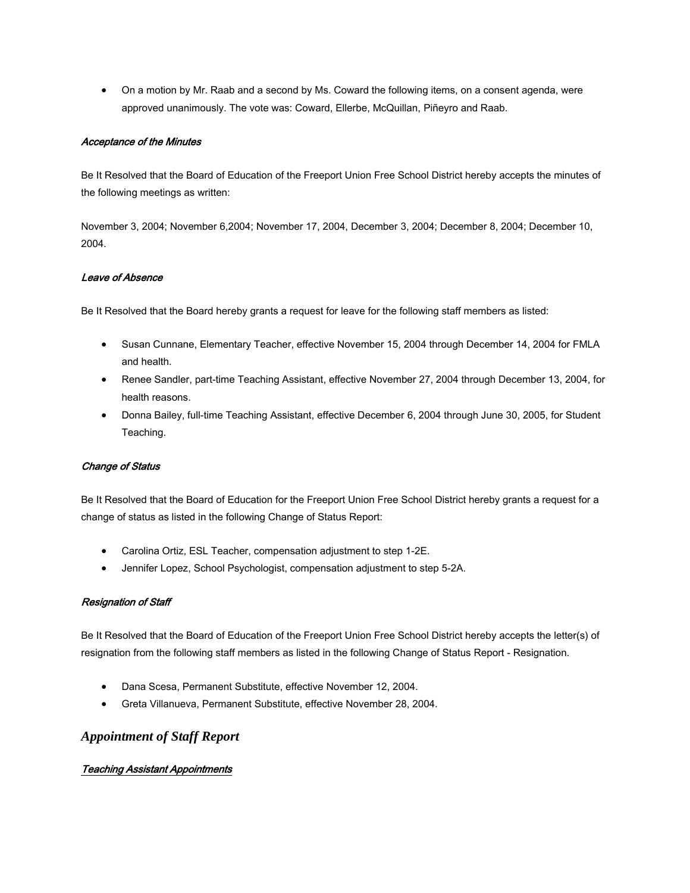- On a motion by Mr. Raab and a second by Ms. Coward the following items, on a consent agenda, were approved unanimously. The vote was: Coward, Ellerbe, McQuillan, Piñeyro and Raab.

*Acceptance of the Minutes*

Be It Resolved that the Board of Education of the Freeport Union Free School District hereby accepts the minutes of the following meetings as written:

November 3, 2004; November 6,2004; November 17, 2004, December 3, 2004; December 8, 2004; December 10, 2004.

*Leave of Absence*

Be It Resolved that the Board hereby grants a request for leave for the following staff members as listed:

- Susan Cunnane, Elementary Teacher, effective November 15, 2004 through December 14, 2004 for FMLA and health.
- Renee Sandler, part-time Teaching Assistant, effective November 27, 2004 through December 13, 2004, for health reasons.
- Donna Bailey, full-time Teaching Assistant, effective December 6, 2004 through June 30, 2005, for Student Teaching.

*Change of Status*

Be It Resolved that the Board of Education for the Freeport Union Free School District hereby grants a request for a change of status as listed in the following Change of Status Report:

- Carolina Ortiz, ESL Teacher, compensation adjustment to step 1-2E.
- Jennifer Lopez, School Psychologist, compensation adjustment to step 5-2A.

*Resignation of Staff*

Be It Resolved that the Board of Education of the Freeport Union Free School District hereby accepts the letter(s) of resignation from the following staff members as listed in the following Change of Status Report - Resignation.

- Dana Scesa, Permanent Substitute, effective November 12, 2004.
- Greta Villanueva, Permanent Substitute, effective November 28, 2004.

## *Appointment of Staff Report*

*Teaching Assistant Appointments*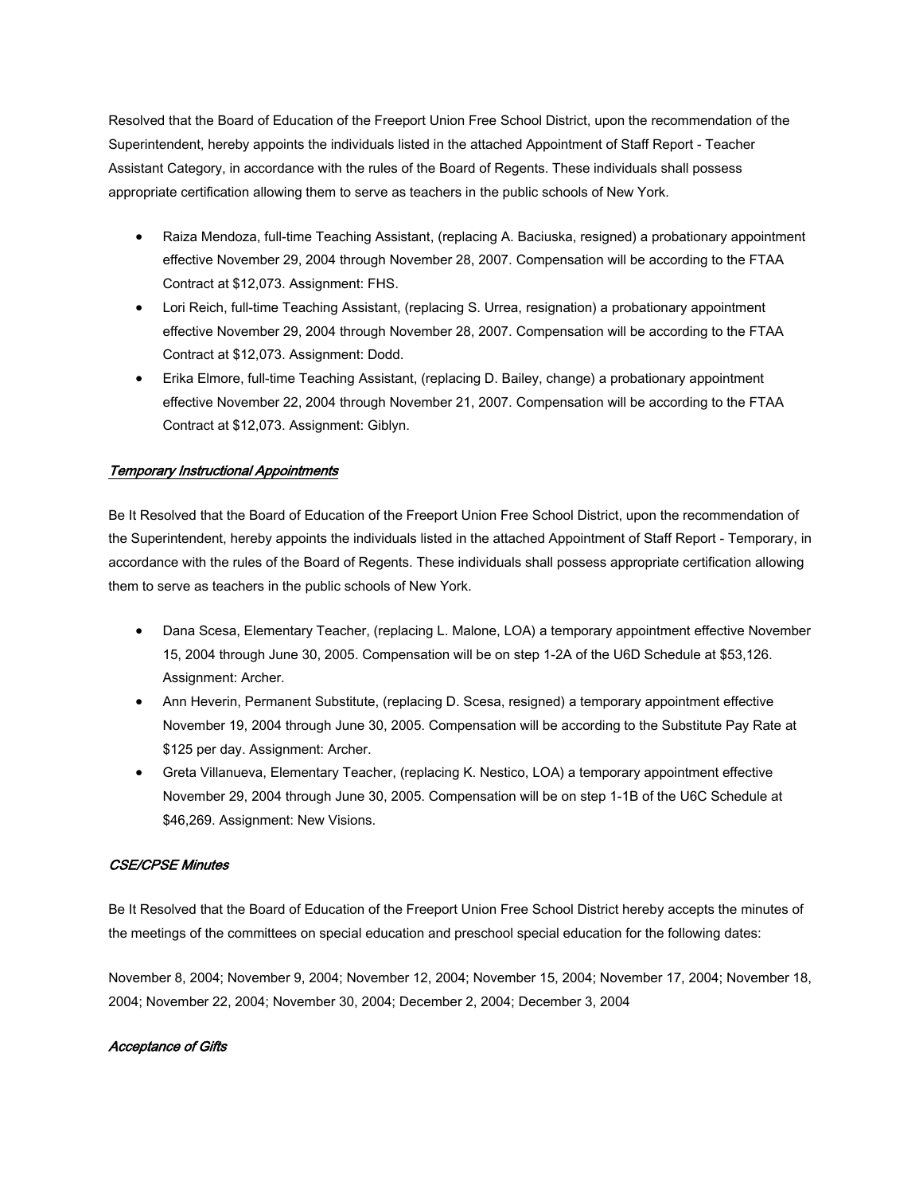Resolved that the Board of Education of the Freeport Union Free School District, upon the recommendation of the Superintendent, hereby appoints the individuals listed in the attached Appointment of Staff Report - Teacher Assistant Category, in accordance with the rules of the Board of Regents. These individuals shall possess appropriate certification allowing them to serve as teachers in the public schools of New York.

- Raiza Mendoza, full-time Teaching Assistant, (replacing A. Baciuska, resigned) a probationary appointment effective November 29, 2004 through November 28, 2007. Compensation will be according to the FTAA Contract at $12,073. Assignment: FHS.
- Lori Reich, full-time Teaching Assistant, (replacing S. Urrea, resignation) a probationary appointment effective November 29, 2004 through November 28, 2007. Compensation will be according to the FTAA Contract at $12,073. Assignment: Dodd.
- Erika Elmore, full-time Teaching Assistant, (replacing D. Bailey, change) a probationary appointment effective November 22, 2004 through November 21, 2007. Compensation will be according to the FTAA Contract at $12,073. Assignment: Giblyn.

### *Temporary Instructional Appointments*

Be It Resolved that the Board of Education of the Freeport Union Free School District, upon the recommendation of the Superintendent, hereby appoints the individuals listed in the attached Appointment of Staff Report - Temporary, in accordance with the rules of the Board of Regents. These individuals shall possess appropriate certification allowing them to serve as teachers in the public schools of New York.

- Dana Scesa, Elementary Teacher, (replacing L. Malone, LOA) a temporary appointment effective November 15, 2004 through June 30, 2005. Compensation will be on step 1-2A of the U6D Schedule at $53,126. Assignment: Archer.
- Ann Heverin, Permanent Substitute, (replacing D. Scesa, resigned) a temporary appointment effective November 19, 2004 through June 30, 2005. Compensation will be according to the Substitute Pay Rate at $125 per day. Assignment: Archer.
- Greta Villanueva, Elementary Teacher, (replacing K. Nestico, LOA) a temporary appointment effective November 29, 2004 through June 30, 2005. Compensation will be on step 1-1B of the U6C Schedule at $46,269. Assignment: New Visions.

### *CSE/CPSE Minutes*

Be It Resolved that the Board of Education of the Freeport Union Free School District hereby accepts the minutes of the meetings of the committees on special education and preschool special education for the following dates:

November 8, 2004; November 9, 2004; November 12, 2004; November 15, 2004; November 17, 2004; November 18, 2004; November 22, 2004; November 30, 2004; December 2, 2004; December 3, 2004

### *Acceptance of Gifts*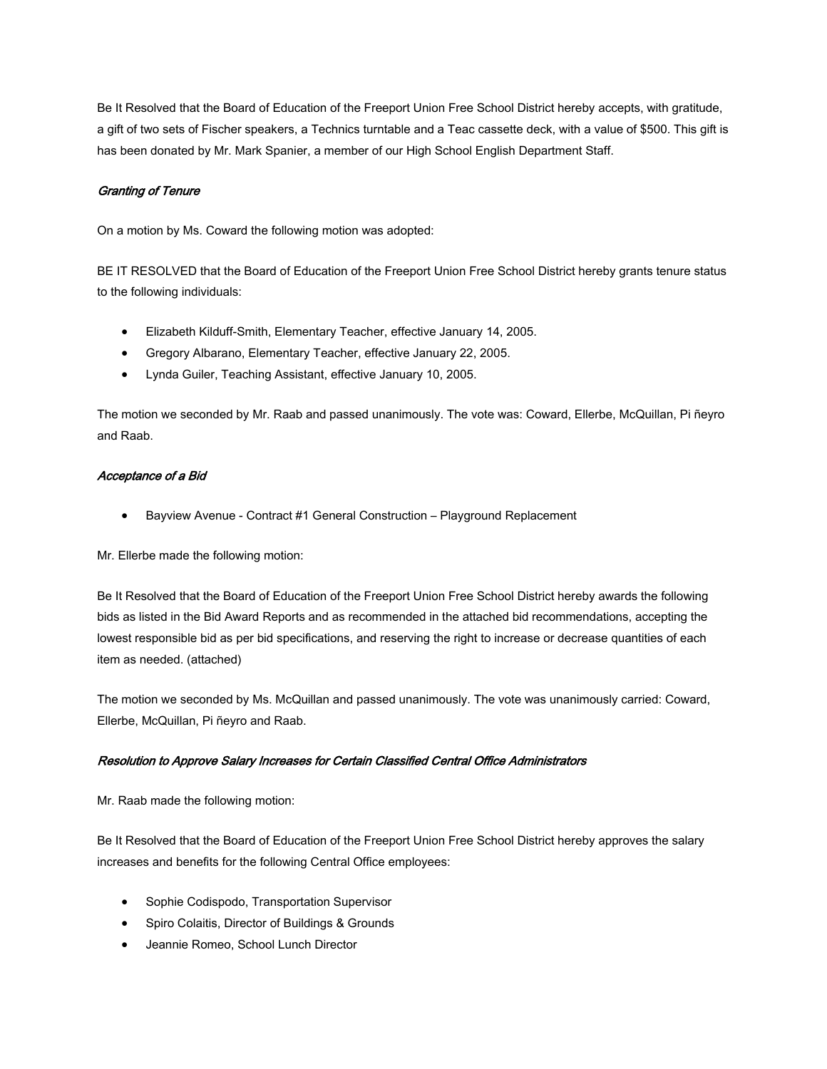Be It Resolved that the Board of Education of the Freeport Union Free School District hereby accepts, with gratitude, a gift of two sets of Fischer speakers, a Technics turntable and a Teac cassette deck, with a value of $500. This gift is has been donated by Mr. Mark Spanier, a member of our High School English Department Staff.

*Granting of Tenure*

On a motion by Ms. Coward the following motion was adopted:

BE IT RESOLVED that the Board of Education of the Freeport Union Free School District hereby grants tenure status to the following individuals:

- Elizabeth Kilduff-Smith, Elementary Teacher, effective January 14, 2005.
- Gregory Albarano, Elementary Teacher, effective January 22, 2005.
- Lynda Guiler, Teaching Assistant, effective January 10, 2005.

The motion we seconded by Mr. Raab and passed unanimously. The vote was: Coward, Ellerbe, McQuillan, Pi ñeyro and Raab.

*Acceptance of a Bid*

- Bayview Avenue - Contract #1 General Construction – Playground Replacement

Mr. Ellerbe made the following motion:

Be It Resolved that the Board of Education of the Freeport Union Free School District hereby awards the following bids as listed in the Bid Award Reports and as recommended in the attached bid recommendations, accepting the lowest responsible bid as per bid specifications, and reserving the right to increase or decrease quantities of each item as needed. (attached)

The motion we seconded by Ms. McQuillan and passed unanimously. The vote was unanimously carried: Coward, Ellerbe, McQuillan, Pi ñeyro and Raab.

*Resolution to Approve Salary Increases for Certain Classified Central Office Administrators*

Mr. Raab made the following motion:

Be It Resolved that the Board of Education of the Freeport Union Free School District hereby approves the salary increases and benefits for the following Central Office employees:

- Sophie Codispodo, Transportation Supervisor
- Spiro Colaitis, Director of Buildings & Grounds
- Jeannie Romeo, School Lunch Director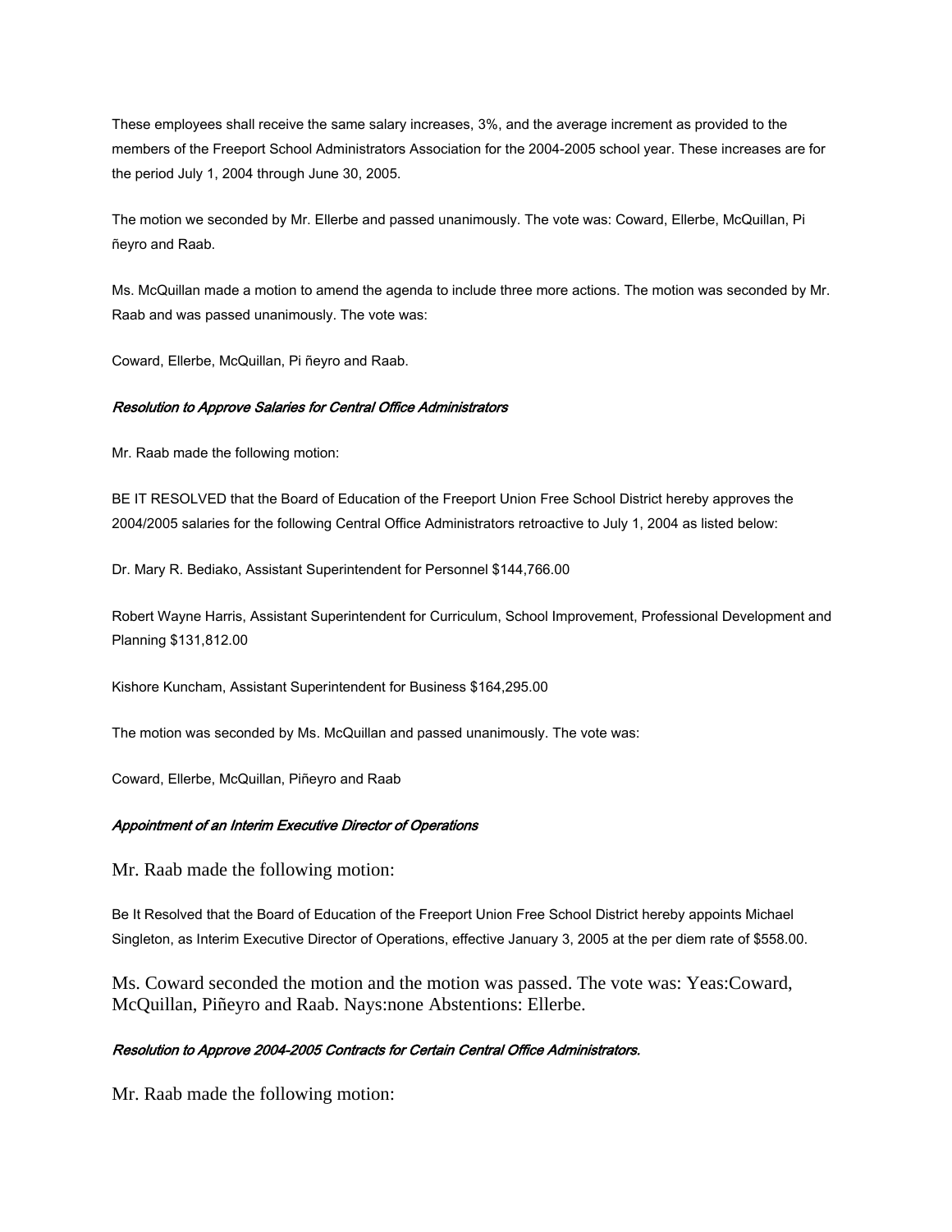These employees shall receive the same salary increases, 3%, and the average increment as provided to the members of the Freeport School Administrators Association for the 2004-2005 school year. These increases are for the period July 1, 2004 through June 30, 2005.

The motion we seconded by Mr. Ellerbe and passed unanimously. The vote was: Coward, Ellerbe, McQuillan, Pi ñeyro and Raab.

Ms. McQuillan made a motion to amend the agenda to include three more actions. The motion was seconded by Mr. Raab and was passed unanimously. The vote was:

Coward, Ellerbe, McQuillan, Pi ñeyro and Raab.

***Resolution to Approve Salaries for Central Office Administrators***

Mr. Raab made the following motion:

BE IT RESOLVED that the Board of Education of the Freeport Union Free School District hereby approves the 2004/2005 salaries for the following Central Office Administrators retroactive to July 1, 2004 as listed below:

Dr. Mary R. Bediako, Assistant Superintendent for Personnel $144,766.00

Robert Wayne Harris, Assistant Superintendent for Curriculum, School Improvement, Professional Development and Planning $131,812.00

Kishore Kuncham, Assistant Superintendent for Business $164,295.00

The motion was seconded by Ms. McQuillan and passed unanimously. The vote was:

Coward, Ellerbe, McQuillan, Piñeyro and Raab

***Appointment of an Interim Executive Director of Operations***

Mr. Raab made the following motion:

Be It Resolved that the Board of Education of the Freeport Union Free School District hereby appoints Michael Singleton, as Interim Executive Director of Operations, effective January 3, 2005 at the per diem rate of $558.00.

Ms. Coward seconded the motion and the motion was passed. The vote was: Yeas:Coward, McQuillan, Piñeyro and Raab. Nays:none Abstentions: Ellerbe.

***Resolution to Approve 2004-2005 Contracts for Certain Central Office Administrators.***

Mr. Raab made the following motion: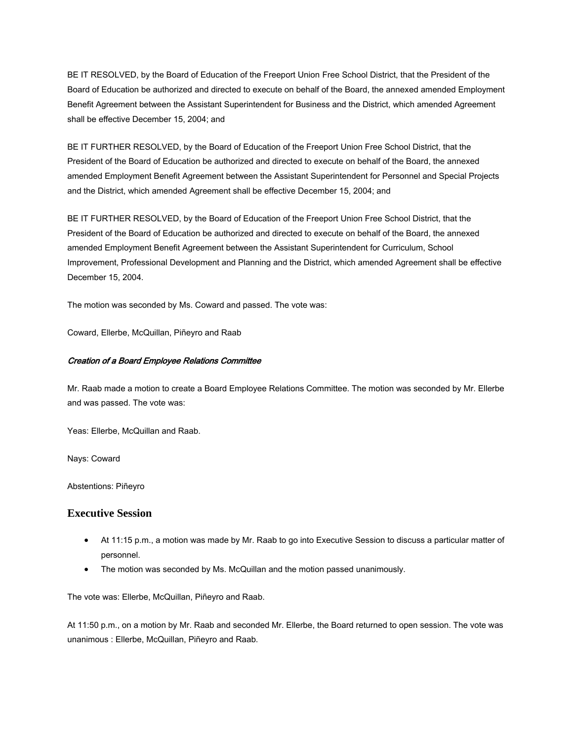BE IT RESOLVED, by the Board of Education of the Freeport Union Free School District, that the President of the Board of Education be authorized and directed to execute on behalf of the Board, the annexed amended Employment Benefit Agreement between the Assistant Superintendent for Business and the District, which amended Agreement shall be effective December 15, 2004; and

BE IT FURTHER RESOLVED, by the Board of Education of the Freeport Union Free School District, that the President of the Board of Education be authorized and directed to execute on behalf of the Board, the annexed amended Employment Benefit Agreement between the Assistant Superintendent for Personnel and Special Projects and the District, which amended Agreement shall be effective December 15, 2004; and

BE IT FURTHER RESOLVED, by the Board of Education of the Freeport Union Free School District, that the President of the Board of Education be authorized and directed to execute on behalf of the Board, the annexed amended Employment Benefit Agreement between the Assistant Superintendent for Curriculum, School Improvement, Professional Development and Planning and the District, which amended Agreement shall be effective December 15, 2004.

The motion was seconded by Ms. Coward and passed. The vote was:

Coward, Ellerbe, McQuillan, Piñeyro and Raab

***Creation of a Board Employee Relations Committee***

Mr. Raab made a motion to create a Board Employee Relations Committee. The motion was seconded by Mr. Ellerbe and was passed. The vote was:

Yeas: Ellerbe, McQuillan and Raab.

Nays: Coward

Abstentions: Piñeyro

## Executive Session

- At 11:15 p.m., a motion was made by Mr. Raab to go into Executive Session to discuss a particular matter of personnel.
- The motion was seconded by Ms. McQuillan and the motion passed unanimously.

The vote was: Ellerbe, McQuillan, Piñeyro and Raab.

At 11:50 p.m., on a motion by Mr. Raab and seconded Mr. Ellerbe, the Board returned to open session. The vote was unanimous : Ellerbe, McQuillan, Piñeyro and Raab.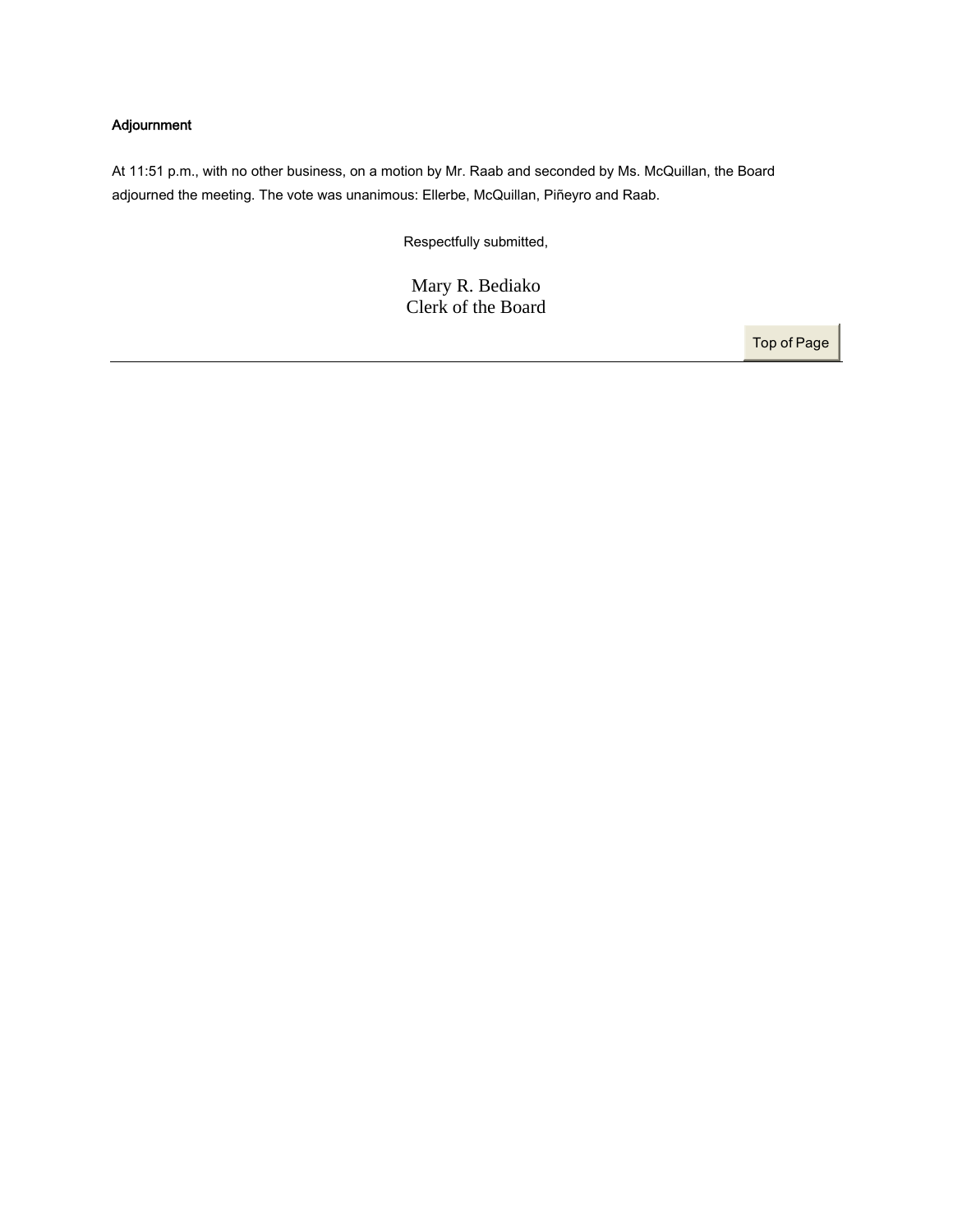**Adjournment**

At 11:51 p.m., with no other business, on a motion by Mr. Raab and seconded by Ms. McQuillan, the Board adjourned the meeting. The vote was unanimous: Ellerbe, McQuillan, Piñeyro and Raab.

Respectfully submitted,

Mary R. Bediako
Clerk of the Board

Top of Page